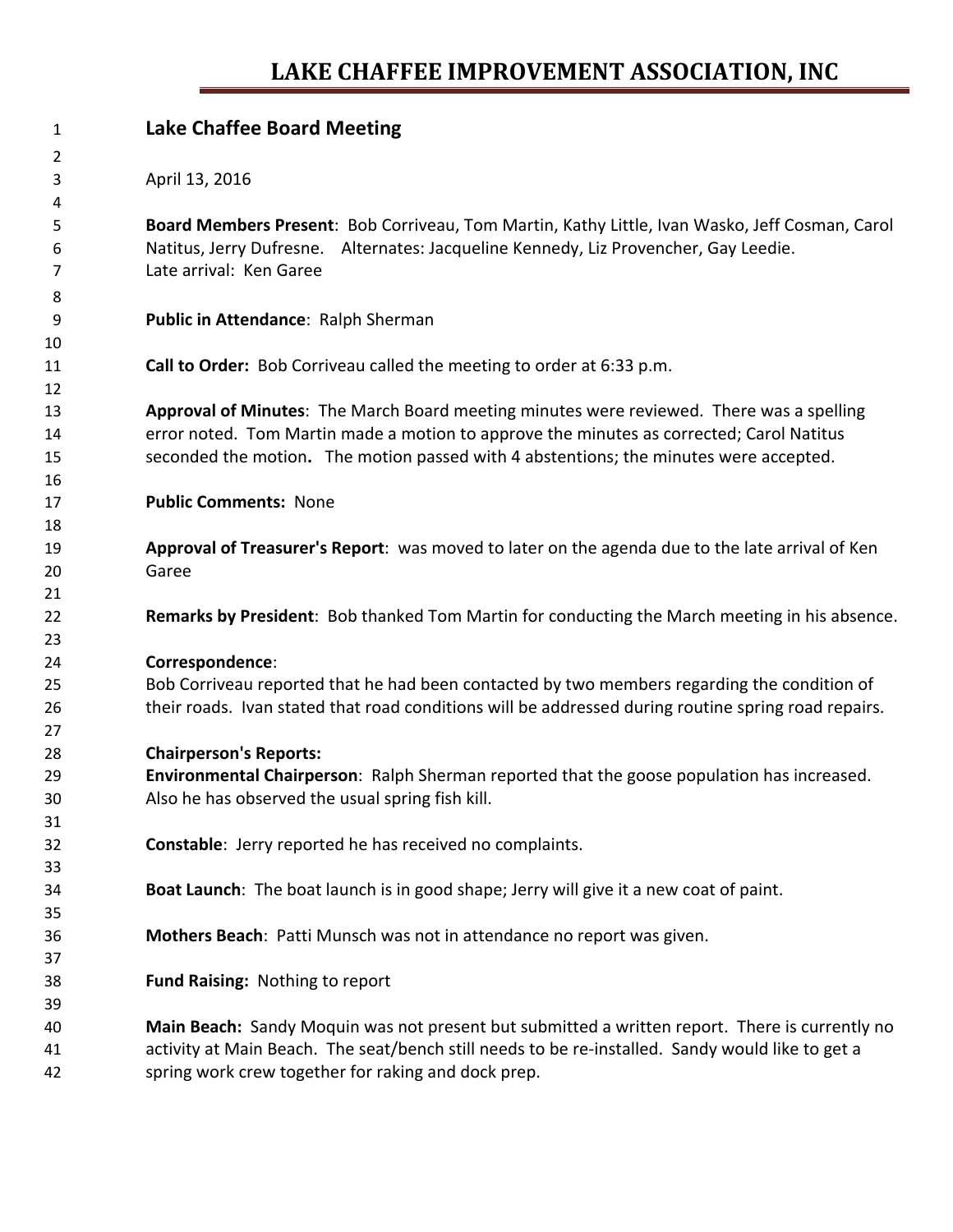# LAKE CHAFFEE IMPROVEMENT ASSOCIATION, INC

## Lake Chaffee Board Meeting

April 13, 2016

**Board Members Present**: Bob Corriveau, Tom Martin, Kathy Little, Ivan Wasko, Jeff Cosman, Carol Natitus, Jerry Dufresne. Alternates: Jacqueline Kennedy, Liz Provencher, Gay Leedie.
Late arrival: Ken Garee

**Public in Attendance**: Ralph Sherman

**Call to Order:** Bob Corriveau called the meeting to order at 6:33 p.m.

**Approval of Minutes**: The March Board meeting minutes were reviewed. There was a spelling error noted. Tom Martin made a motion to approve the minutes as corrected; Carol Natitus seconded the motion**.** The motion passed with 4 abstentions; the minutes were accepted.

**Public Comments:** None

**Approval of Treasurer's Report**: was moved to later on the agenda due to the late arrival of Ken Garee

**Remarks by President**: Bob thanked Tom Martin for conducting the March meeting in his absence.

**Correspondence**:
Bob Corriveau reported that he had been contacted by two members regarding the condition of their roads. Ivan stated that road conditions will be addressed during routine spring road repairs.

**Chairperson's Reports:**
**Environmental Chairperson**: Ralph Sherman reported that the goose population has increased. Also he has observed the usual spring fish kill.

**Constable**: Jerry reported he has received no complaints.

**Boat Launch**: The boat launch is in good shape; Jerry will give it a new coat of paint.

**Mothers Beach**: Patti Munsch was not in attendance no report was given.

**Fund Raising:** Nothing to report

**Main Beach:** Sandy Moquin was not present but submitted a written report. There is currently no activity at Main Beach. The seat/bench still needs to be re-installed. Sandy would like to get a spring work crew together for raking and dock prep.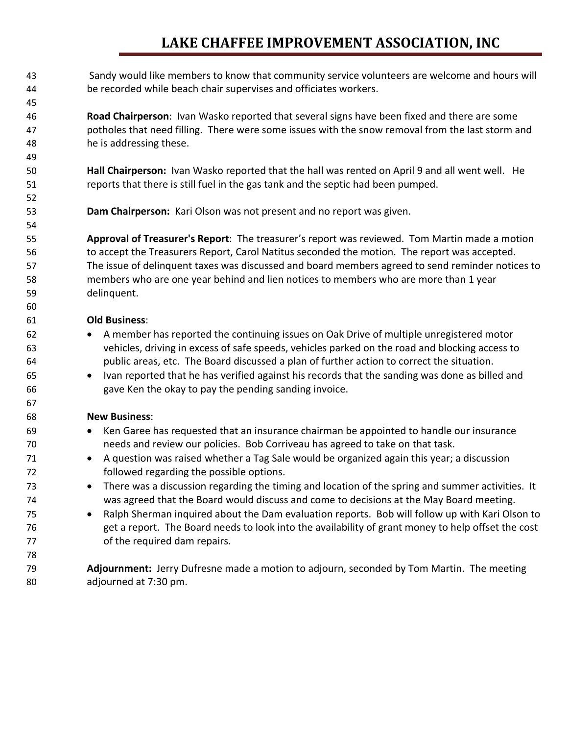Sandy would like members to know that community service volunteers are welcome and hours will be recorded while beach chair supervises and officiates workers.

**Road Chairperson**: Ivan Wasko reported that several signs have been fixed and there are some potholes that need filling. There were some issues with the snow removal from the last storm and he is addressing these.

**Hall Chairperson:** Ivan Wasko reported that the hall was rented on April 9 and all went well. He reports that there is still fuel in the gas tank and the septic had been pumped.

**Dam Chairperson:** Kari Olson was not present and no report was given.

**Approval of Treasurer's Report**: The treasurer's report was reviewed. Tom Martin made a motion to accept the Treasurers Report, Carol Natitus seconded the motion. The report was accepted. The issue of delinquent taxes was discussed and board members agreed to send reminder notices to members who are one year behind and lien notices to members who are more than 1 year delinquent.

**Old Business**:

- A member has reported the continuing issues on Oak Drive of multiple unregistered motor vehicles, driving in excess of safe speeds, vehicles parked on the road and blocking access to public areas, etc. The Board discussed a plan of further action to correct the situation.
- Ivan reported that he has verified against his records that the sanding was done as billed and gave Ken the okay to pay the pending sanding invoice.

**New Business**:

- Ken Garee has requested that an insurance chairman be appointed to handle our insurance needs and review our policies. Bob Corriveau has agreed to take on that task.
- A question was raised whether a Tag Sale would be organized again this year; a discussion followed regarding the possible options.
- There was a discussion regarding the timing and location of the spring and summer activities. It was agreed that the Board would discuss and come to decisions at the May Board meeting.
- Ralph Sherman inquired about the Dam evaluation reports. Bob will follow up with Kari Olson to get a report. The Board needs to look into the availability of grant money to help offset the cost of the required dam repairs.

**Adjournment:** Jerry Dufresne made a motion to adjourn, seconded by Tom Martin. The meeting adjourned at 7:30 pm.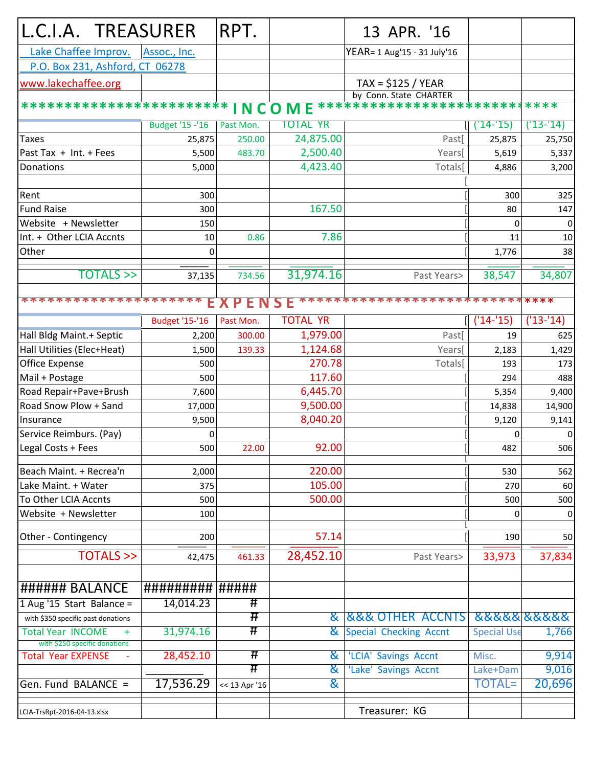# L.C.I.A. TREASURER RPT. 13 APR. '16

Lake Chaffee Improv. Assoc., Inc.
P.O. Box 231, Ashford, CT 06278
www.lakechaffee.org

YEAR= 1 Aug'15 - 31 July'16

TAX = $125 / YEAR
by Conn. State CHARTER

## INCOME

| | Budget '15 -'16 | Past Mon. | TOTAL YR | | ('14-'15) | ('13-'14) |
|---|---|---|---|---|---|---|
| Taxes | 25,875 | 250.00 | 24,875.00 | Past[ | 25,875 | 25,750 |
| Past Tax + Int. + Fees | 5,500 | 483.70 | 2,500.40 | Years[ | 5,619 | 5,337 |
| Donations | 5,000 | | 4,423.40 | Totals[ | 4,886 | 3,200 |
| | | | | [ | | |
| Rent | 300 | | | [ | 300 | 325 |
| Fund Raise | 300 | | 167.50 | [ | 80 | 147 |
| Website + Newsletter | 150 | | | [ | 0 | 0 |
| Int. + Other LCIA Accnts | 10 | 0.86 | 7.86 | [ | 11 | 10 |
| Other | 0 | | | [ | 1,776 | 38 |
| TOTALS >> | 37,135 | 734.56 | 31,974.16 | Past Years> | 38,547 | 34,807 |

## EXPENSE

| | Budget '15-'16 | Past Mon. | TOTAL YR | | ('14-'15) | ('13-'14) |
|---|---|---|---|---|---|---|
| Hall Bldg Maint.+ Septic | 2,200 | 300.00 | 1,979.00 | Past[ | 19 | 625 |
| Hall Utilities (Elec+Heat) | 1,500 | 139.33 | 1,124.68 | Years[ | 2,183 | 1,429 |
| Office Expense | 500 | | 270.78 | Totals[ | 193 | 173 |
| Mail + Postage | 500 | | 117.60 | [ | 294 | 488 |
| Road Repair+Pave+Brush | 7,600 | | 6,445.70 | [ | 5,354 | 9,400 |
| Road Snow Plow + Sand | 17,000 | | 9,500.00 | [ | 14,838 | 14,900 |
| Insurance | 9,500 | | 8,040.20 | [ | 9,120 | 9,141 |
| Service Reimburs. (Pay) | 0 | | | [ | 0 | 0 |
| Legal Costs + Fees | 500 | 22.00 | 92.00 | [ | 482 | 506 |
| Beach Maint. + Recrea'n | 2,000 | | 220.00 | [ | 530 | 562 |
| Lake Maint. + Water | 375 | | 105.00 | [ | 270 | 60 |
| To Other LCIA Accnts | 500 | | 500.00 | [ | 500 | 500 |
| Website + Newsletter | 100 | | | [ | 0 | 0 |
| Other - Contingency | 200 | | 57.14 | [ | 190 | 50 |
| TOTALS >> | 42,475 | 461.33 | 28,452.10 | Past Years> | 33,973 | 37,834 |

## BALANCE

| | | |
|---|---|---|
| 1 Aug '15 Start Balance = | 14,014.23 | |
| with $350 specific past donations | | |
| Total Year INCOME + | 31,974.16 | |
| with $250 specific donations | | |
| Total Year EXPENSE - | 28,452.10 | |
| Gen. Fund BALANCE = | 17,536.29 | << 13 Apr '16 |

## OTHER ACCNTS

| | | |
|---|---|---|
| Special Checking Accnt | Special Use | 1,766 |
| 'LCIA' Savings Accnt | Misc. | 9,914 |
| 'Lake' Savings Accnt | Lake+Dam | 9,016 |
| | TOTAL= | 20,696 |

LCIA-TrsRpt-2016-04-13.xlsx

Treasurer: KG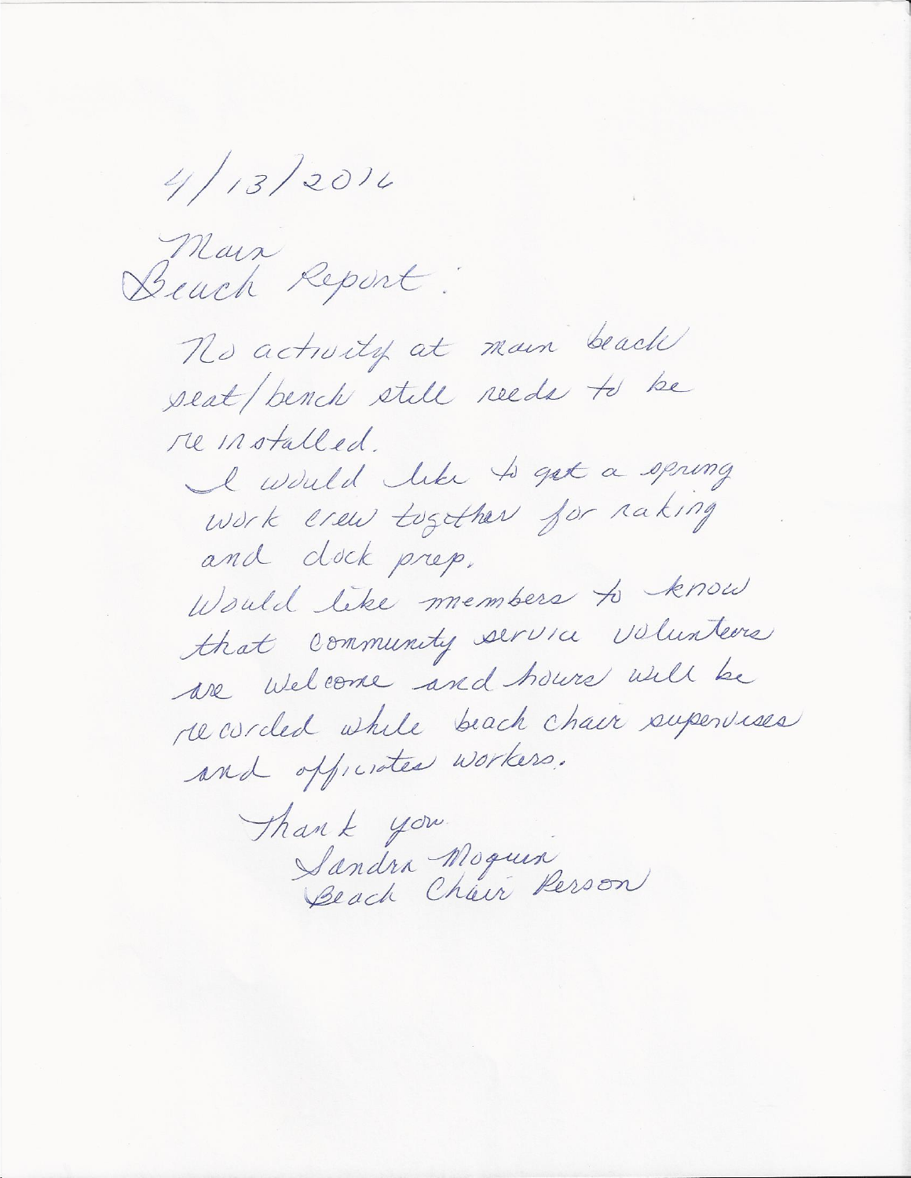4/13/2016

Main
Beach Report:

No activity at main beach
seat/bench still needs to be
re installed.

I would like to get a spring
work crew together for raking
and dock prep.

Would like members to know
that community service volunteers
are welcome and hours will be
recorded while beach chair supervises
and officiates workers.

Thank you
Sandra Moquin
Beach Chair Person